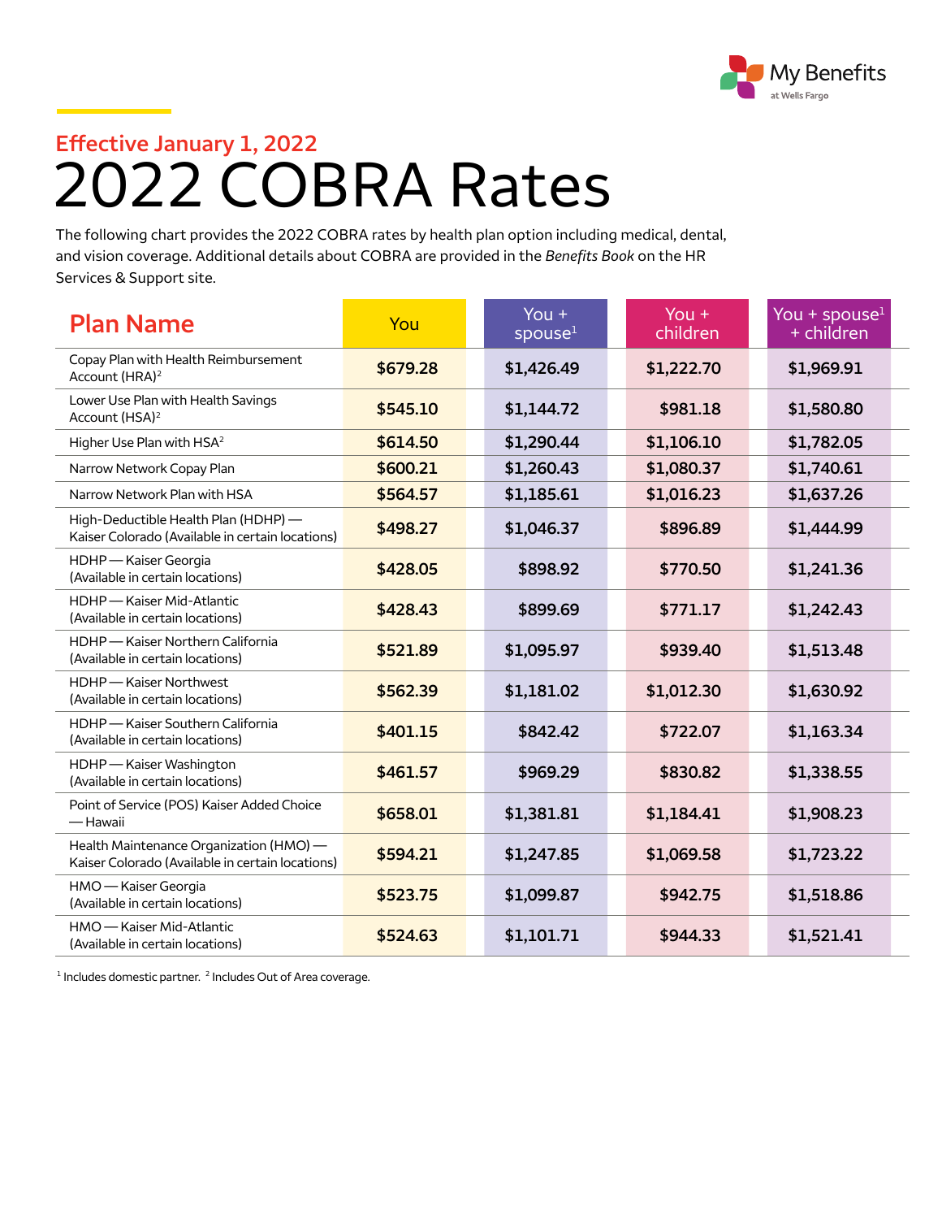My Benefits at Wells Fargo

Effective January 1, 2022

# 2022 COBRA Rates

The following chart provides the 2022 COBRA rates by health plan option including medical, dental, and vision coverage. Additional details about COBRA are provided in the *Benefits Book* on the HR Services & Support site.

| Plan Name | You | You + spouse[1] | You + children | You + spouse[1] + children |
|---|---|---|---|---|
| Copay Plan with Health Reimbursement Account (HRA)[2] | $679.28 | $1,426.49 | $1,222.70 | $1,969.91 |
| Lower Use Plan with Health Savings Account (HSA)[2] | $545.10 | $1,144.72 | $981.18 | $1,580.80 |
| Higher Use Plan with HSA[2] | $614.50 | $1,290.44 | $1,106.10 | $1,782.05 |
| Narrow Network Copay Plan | $600.21 | $1,260.43 | $1,080.37 | $1,740.61 |
| Narrow Network Plan with HSA | $564.57 | $1,185.61 | $1,016.23 | $1,637.26 |
| High-Deductible Health Plan (HDHP) — Kaiser Colorado (Available in certain locations) | $498.27 | $1,046.37 | $896.89 | $1,444.99 |
| HDHP — Kaiser Georgia (Available in certain locations) | $428.05 | $898.92 | $770.50 | $1,241.36 |
| HDHP — Kaiser Mid-Atlantic (Available in certain locations) | $428.43 | $899.69 | $771.17 | $1,242.43 |
| HDHP — Kaiser Northern California (Available in certain locations) | $521.89 | $1,095.97 | $939.40 | $1,513.48 |
| HDHP — Kaiser Northwest (Available in certain locations) | $562.39 | $1,181.02 | $1,012.30 | $1,630.92 |
| HDHP — Kaiser Southern California (Available in certain locations) | $401.15 | $842.42 | $722.07 | $1,163.34 |
| HDHP — Kaiser Washington (Available in certain locations) | $461.57 | $969.29 | $830.82 | $1,338.55 |
| Point of Service (POS) Kaiser Added Choice — Hawaii | $658.01 | $1,381.81 | $1,184.41 | $1,908.23 |
| Health Maintenance Organization (HMO) — Kaiser Colorado (Available in certain locations) | $594.21 | $1,247.85 | $1,069.58 | $1,723.22 |
| HMO — Kaiser Georgia (Available in certain locations) | $523.75 | $1,099.87 | $942.75 | $1,518.86 |
| HMO — Kaiser Mid-Atlantic (Available in certain locations) | $524.63 | $1,101.71 | $944.33 | $1,521.41 |

[1] Includes domestic partner. [2] Includes Out of Area coverage.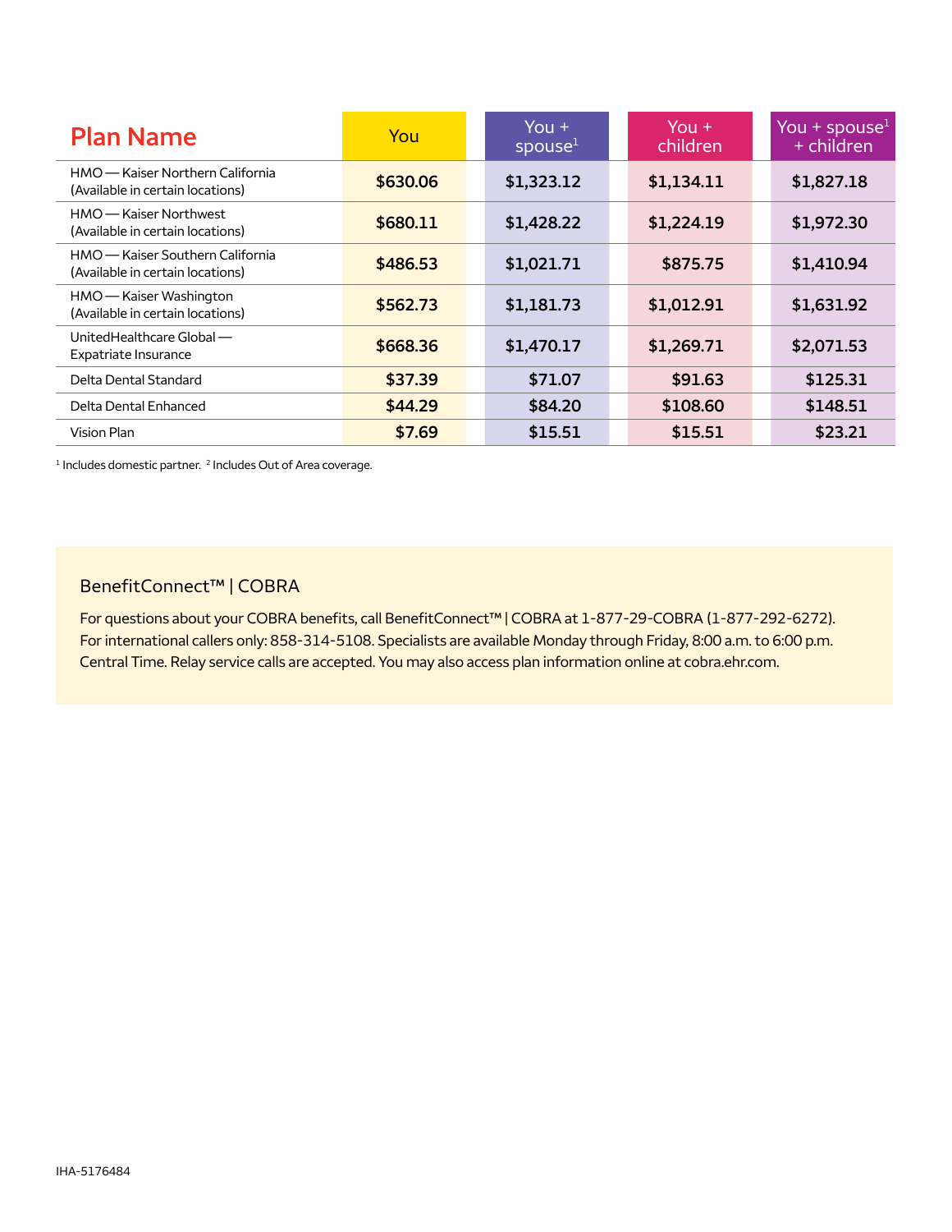| Plan Name | You | You + spouse[1] | You + children | You + spouse[1] + children |
|---|---|---|---|---|
| HMO — Kaiser Northern California (Available in certain locations) | $630.06 | $1,323.12 | $1,134.11 | $1,827.18 |
| HMO — Kaiser Northwest (Available in certain locations) | $680.11 | $1,428.22 | $1,224.19 | $1,972.30 |
| HMO — Kaiser Southern California (Available in certain locations) | $486.53 | $1,021.71 | $875.75 | $1,410.94 |
| HMO — Kaiser Washington (Available in certain locations) | $562.73 | $1,181.73 | $1,012.91 | $1,631.92 |
| UnitedHealthcare Global — Expatriate Insurance | $668.36 | $1,470.17 | $1,269.71 | $2,071.53 |
| Delta Dental Standard | $37.39 | $71.07 | $91.63 | $125.31 |
| Delta Dental Enhanced | $44.29 | $84.20 | $108.60 | $148.51 |
| Vision Plan | $7.69 | $15.51 | $15.51 | $23.21 |

[1] Includes domestic partner. [2] Includes Out of Area coverage.

## BenefitConnect™ | COBRA

For questions about your COBRA benefits, call BenefitConnect™ | COBRA at 1-877-29-COBRA (1-877-292-6272). For international callers only: 858-314-5108. Specialists are available Monday through Friday, 8:00 a.m. to 6:00 p.m. Central Time. Relay service calls are accepted. You may also access plan information online at cobra.ehr.com.

IHA-5176484